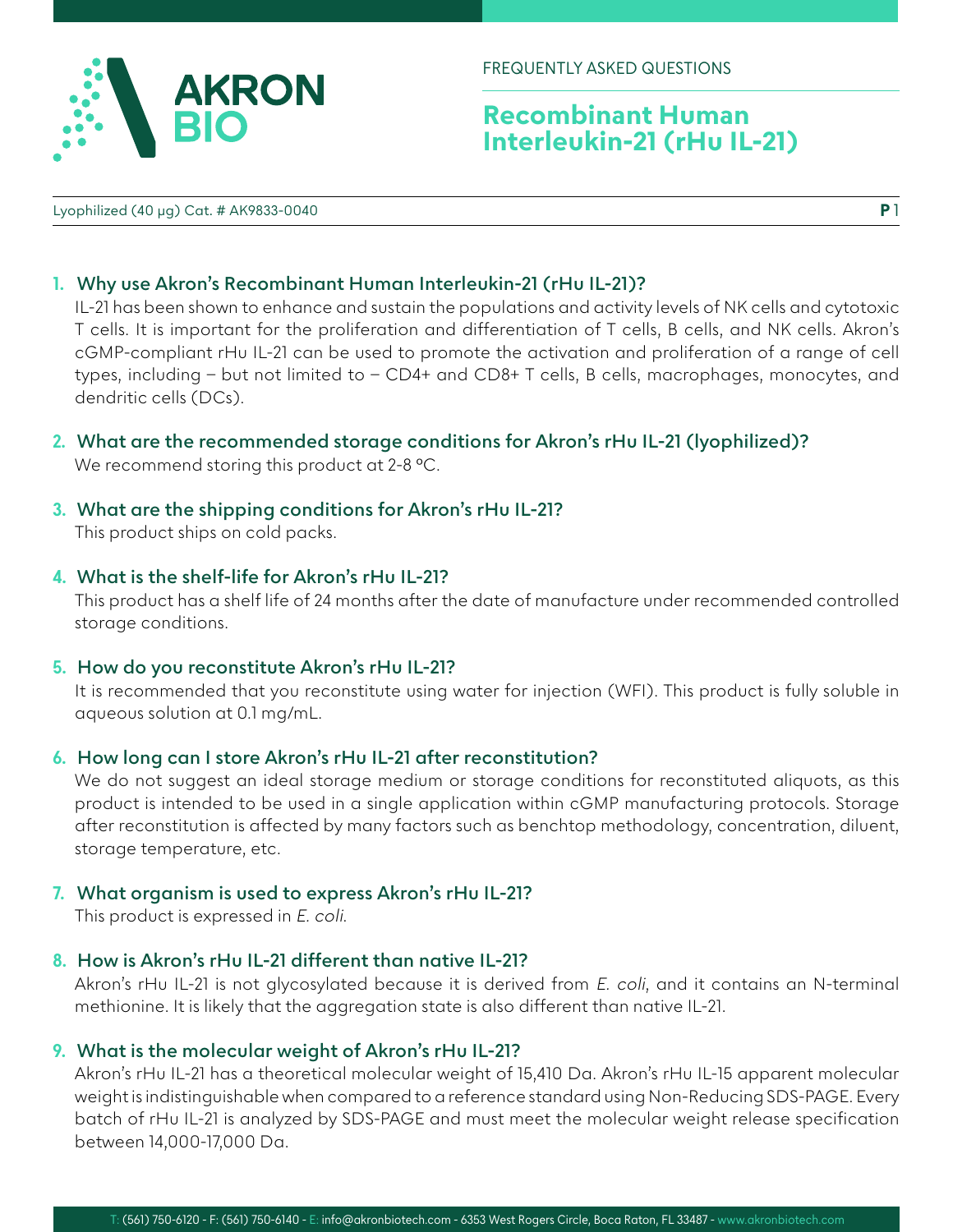FREQUENTLY ASKED QUESTIONS

# Recombinant Human Interleukin-21 (rHu IL-21)

Lyophilized (40 µg) Cat. # AK9833-0040

1. **Why use Akron's Recombinant Human Interleukin-21 (rHu IL-21)?**
   IL-21 has been shown to enhance and sustain the populations and activity levels of NK cells and cytotoxic T cells. It is important for the proliferation and differentiation of T cells, B cells, and NK cells. Akron's cGMP-compliant rHu IL-21 can be used to promote the activation and proliferation of a range of cell types, including – but not limited to – CD4+ and CD8+ T cells, B cells, macrophages, monocytes, and dendritic cells (DCs).

2. **What are the recommended storage conditions for Akron's rHu IL-21 (lyophilized)?**
   We recommend storing this product at 2-8 °C.

3. **What are the shipping conditions for Akron's rHu IL-21?**
   This product ships on cold packs.

4. **What is the shelf-life for Akron's rHu IL-21?**
   This product has a shelf life of 24 months after the date of manufacture under recommended controlled storage conditions.

5. **How do you reconstitute Akron's rHu IL-21?**
   It is recommended that you reconstitute using water for injection (WFI). This product is fully soluble in aqueous solution at 0.1 mg/mL.

6. **How long can I store Akron's rHu IL-21 after reconstitution?**
   We do not suggest an ideal storage medium or storage conditions for reconstituted aliquots, as this product is intended to be used in a single application within cGMP manufacturing protocols. Storage after reconstitution is affected by many factors such as benchtop methodology, concentration, diluent, storage temperature, etc.

7. **What organism is used to express Akron's rHu IL-21?**
   This product is expressed in *E. coli*.

8. **How is Akron's rHu IL-21 different than native IL-21?**
   Akron's rHu IL-21 is not glycosylated because it is derived from *E. coli*, and it contains an N-terminal methionine. It is likely that the aggregation state is also different than native IL-21.

9. **What is the molecular weight of Akron's rHu IL-21?**
   Akron's rHu IL-21 has a theoretical molecular weight of 15,410 Da. Akron's rHu IL-15 apparent molecular weight is indistinguishable when compared to a reference standard using Non-Reducing SDS-PAGE. Every batch of rHu IL-21 is analyzed by SDS-PAGE and must meet the molecular weight release specification between 14,000-17,000 Da.

T: (561) 750-6120 - F: (561) 750-6140 - E: info@akronbiotech.com - 6353 West Rogers Circle, Boca Raton, FL 33487 - www.akronbiotech.com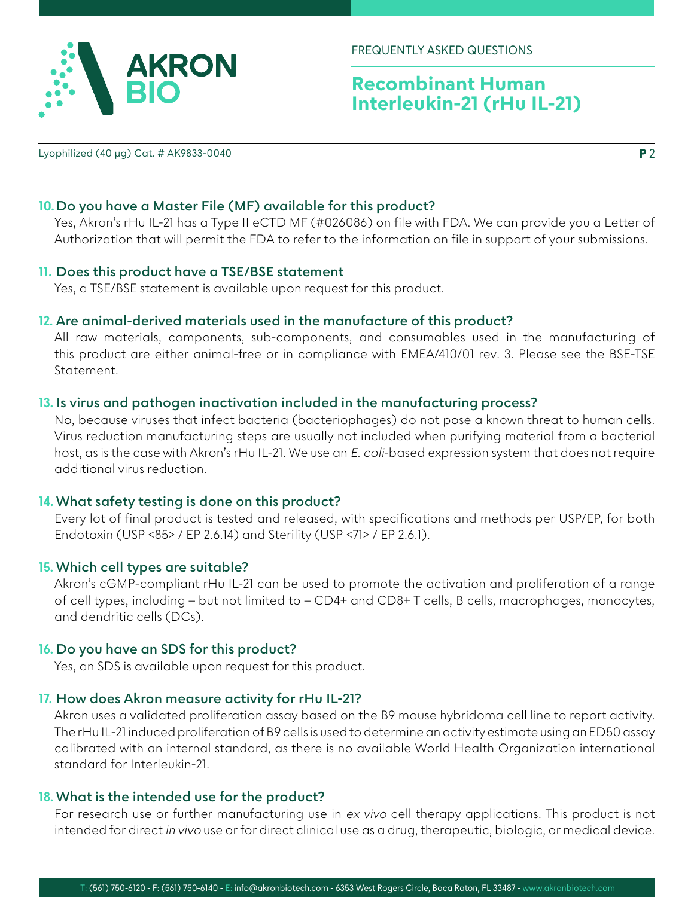## 10. Do you have a Master File (MF) available for this product?

Yes, Akron's rHu IL-21 has a Type II eCTD MF (#026086) on file with FDA. We can provide you a Letter of Authorization that will permit the FDA to refer to the information on file in support of your submissions.

## 11. Does this product have a TSE/BSE statement

Yes, a TSE/BSE statement is available upon request for this product.

## 12. Are animal-derived materials used in the manufacture of this product?

All raw materials, components, sub-components, and consumables used in the manufacturing of this product are either animal-free or in compliance with EMEA/410/01 rev. 3. Please see the BSE-TSE Statement.

## 13. Is virus and pathogen inactivation included in the manufacturing process?

No, because viruses that infect bacteria (bacteriophages) do not pose a known threat to human cells. Virus reduction manufacturing steps are usually not included when purifying material from a bacterial host, as is the case with Akron's rHu IL-21. We use an *E. coli*-based expression system that does not require additional virus reduction.

## 14. What safety testing is done on this product?

Every lot of final product is tested and released, with specifications and methods per USP/EP, for both Endotoxin (USP <85> / EP 2.6.14) and Sterility (USP <71> / EP 2.6.1).

## 15. Which cell types are suitable?

Akron's cGMP-compliant rHu IL-21 can be used to promote the activation and proliferation of a range of cell types, including – but not limited to – CD4+ and CD8+ T cells, B cells, macrophages, monocytes, and dendritic cells (DCs).

## 16. Do you have an SDS for this product?

Yes, an SDS is available upon request for this product.

## 17. How does Akron measure activity for rHu IL-21?

Akron uses a validated proliferation assay based on the B9 mouse hybridoma cell line to report activity. The rHu IL-21 induced proliferation of B9 cells is used to determine an activity estimate using an ED50 assay calibrated with an internal standard, as there is no available World Health Organization international standard for Interleukin-21.

## 18. What is the intended use for the product?

For research use or further manufacturing use in *ex vivo* cell therapy applications. This product is not intended for direct *in vivo* use or for direct clinical use as a drug, therapeutic, biologic, or medical device.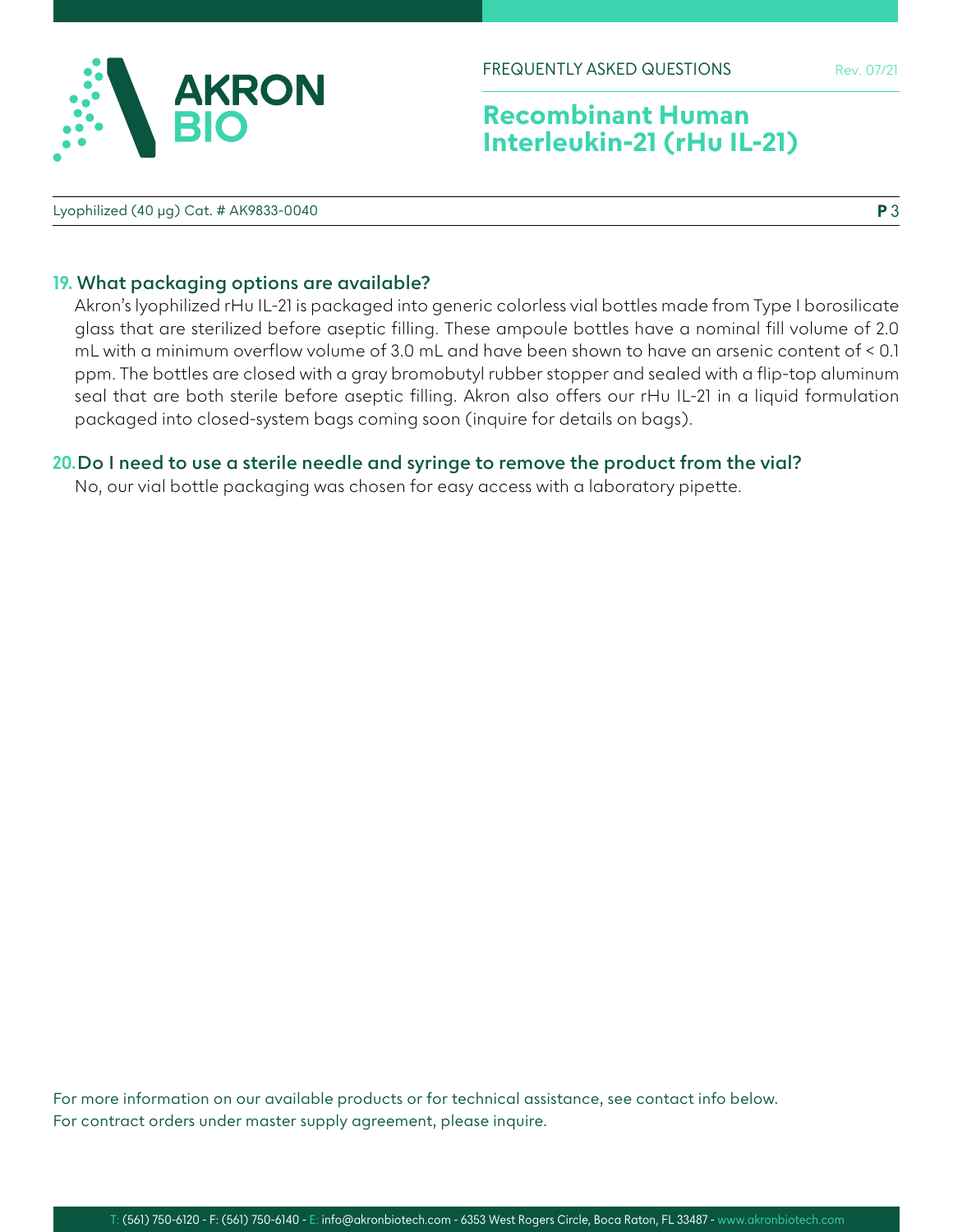## 19. What packaging options are available?

Akron's lyophilized rHu IL-21 is packaged into generic colorless vial bottles made from Type I borosilicate glass that are sterilized before aseptic filling. These ampoule bottles have a nominal fill volume of 2.0 mL with a minimum overflow volume of 3.0 mL and have been shown to have an arsenic content of < 0.1 ppm. The bottles are closed with a gray bromobutyl rubber stopper and sealed with a flip-top aluminum seal that are both sterile before aseptic filling. Akron also offers our rHu IL-21 in a liquid formulation packaged into closed-system bags coming soon (inquire for details on bags).

## 20. Do I need to use a sterile needle and syringe to remove the product from the vial?

No, our vial bottle packaging was chosen for easy access with a laboratory pipette.

For more information on our available products or for technical assistance, see contact info below.
For contract orders under master supply agreement, please inquire.

T: (561) 750-6120 - F: (561) 750-6140 - E: info@akronbiotech.com - 6353 West Rogers Circle, Boca Raton, FL 33487 - www.akronbiotech.com